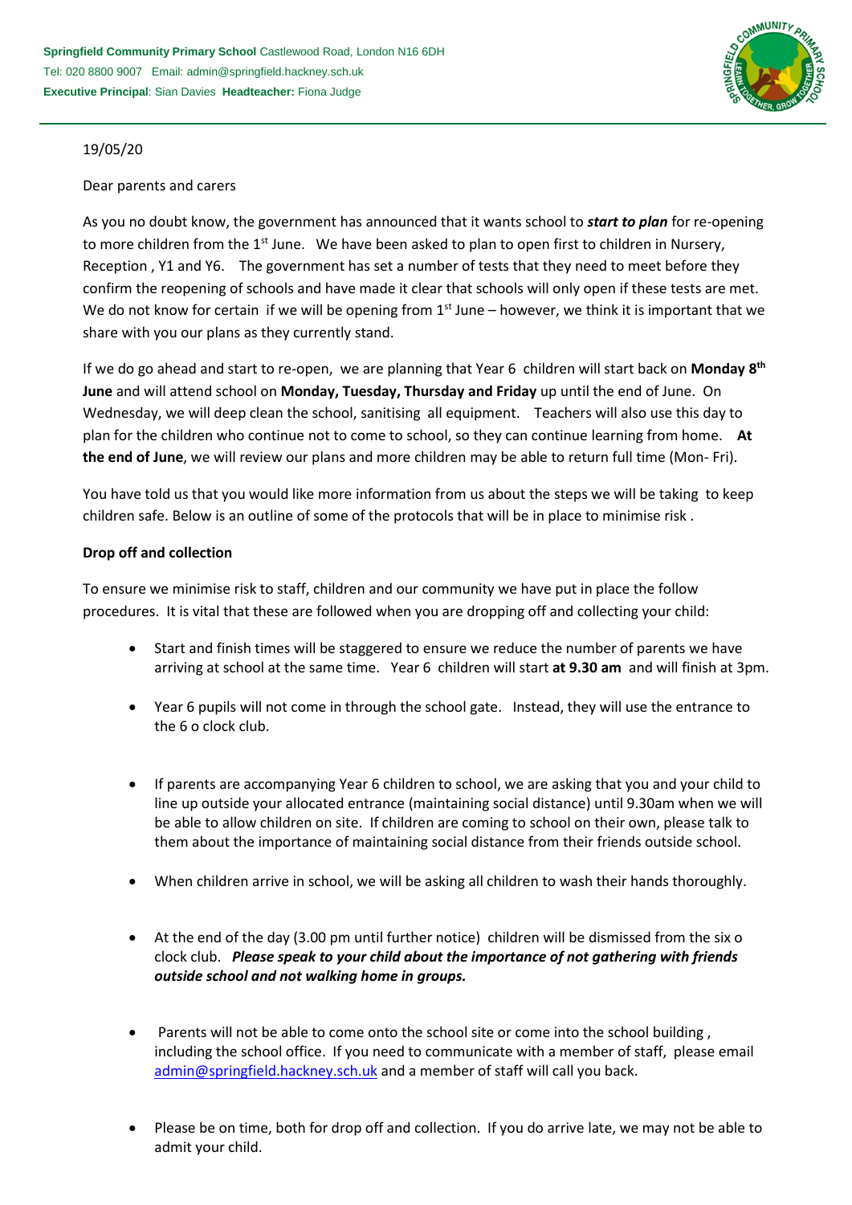**Springfield Community Primary School** Castlewood Road, London N16 6DH
Tel: 020 8800 9007 Email: admin@springfield.hackney.sch.uk
**Executive Principal**: Sian Davies **Headteacher:** Fiona Judge

19/05/20

Dear parents and carers

As you no doubt know, the government has announced that it wants school to ***start to plan*** for re-opening to more children from the 1st June. We have been asked to plan to open first to children in Nursery, Reception , Y1 and Y6. The government has set a number of tests that they need to meet before they confirm the reopening of schools and have made it clear that schools will only open if these tests are met. We do not know for certain if we will be opening from 1st June – however, we think it is important that we share with you our plans as they currently stand.

If we do go ahead and start to re-open, we are planning that Year 6 children will start back on **Monday 8th June** and will attend school on **Monday, Tuesday, Thursday and Friday** up until the end of June. On Wednesday, we will deep clean the school, sanitising all equipment. Teachers will also use this day to plan for the children who continue not to come to school, so they can continue learning from home. **At the end of June**, we will review our plans and more children may be able to return full time (Mon- Fri).

You have told us that you would like more information from us about the steps we will be taking to keep children safe. Below is an outline of some of the protocols that will be in place to minimise risk .

**Drop off and collection**

To ensure we minimise risk to staff, children and our community we have put in place the follow procedures. It is vital that these are followed when you are dropping off and collecting your child:

- Start and finish times will be staggered to ensure we reduce the number of parents we have arriving at school at the same time. Year 6 children will start **at 9.30 am** and will finish at 3pm.
- Year 6 pupils will not come in through the school gate. Instead, they will use the entrance to the 6 o clock club.
- If parents are accompanying Year 6 children to school, we are asking that you and your child to line up outside your allocated entrance (maintaining social distance) until 9.30am when we will be able to allow children on site. If children are coming to school on their own, please talk to them about the importance of maintaining social distance from their friends outside school.
- When children arrive in school, we will be asking all children to wash their hands thoroughly.
- At the end of the day (3.00 pm until further notice) children will be dismissed from the six o clock club. ***Please speak to your child about the importance of not gathering with friends outside school and not walking home in groups.***
- Parents will not be able to come onto the school site or come into the school building , including the school office. If you need to communicate with a member of staff, please email admin@springfield.hackney.sch.uk and a member of staff will call you back.
- Please be on time, both for drop off and collection. If you do arrive late, we may not be able to admit your child.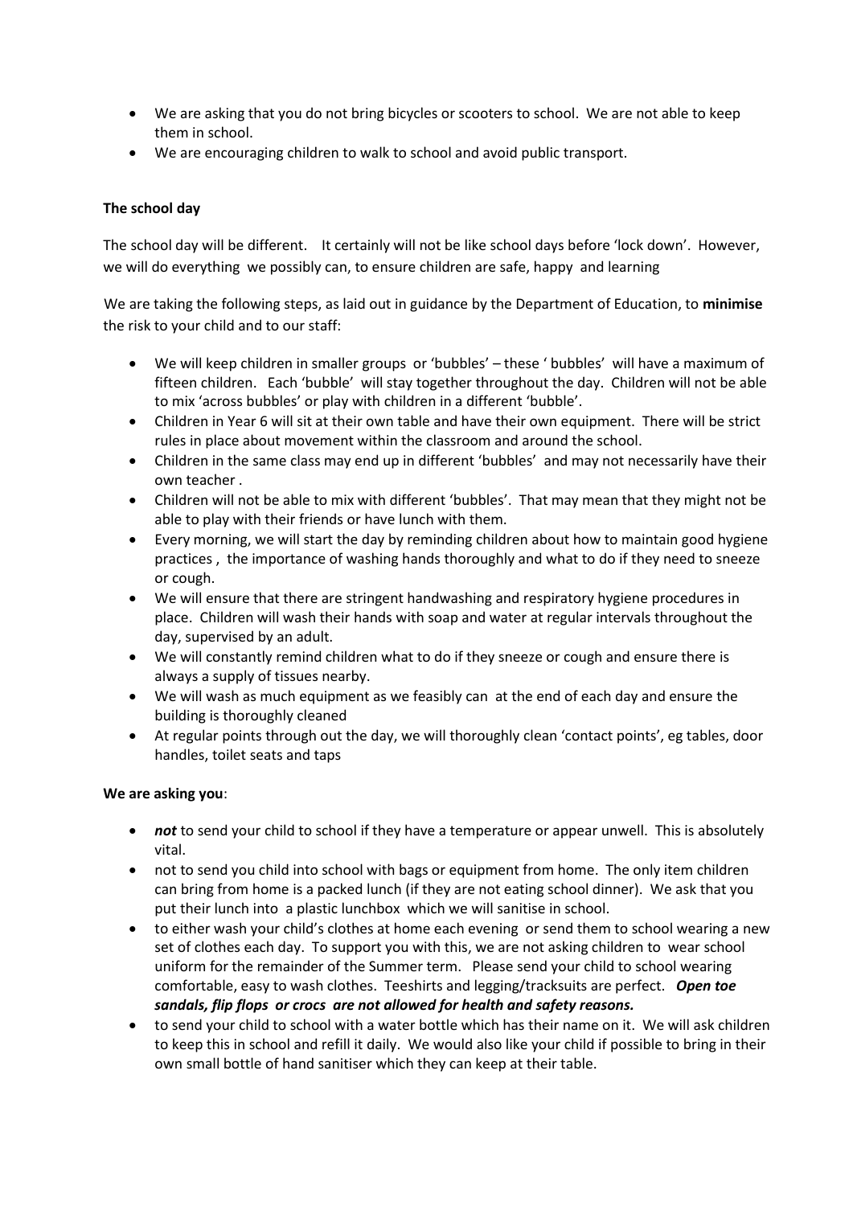- We are asking that you do not bring bicycles or scooters to school. We are not able to keep them in school.
- We are encouraging children to walk to school and avoid public transport.

**The school day**

The school day will be different. It certainly will not be like school days before 'lock down'. However, we will do everything we possibly can, to ensure children are safe, happy and learning

We are taking the following steps, as laid out in guidance by the Department of Education, to **minimise** the risk to your child and to our staff:

- We will keep children in smaller groups or 'bubbles' – these ' bubbles' will have a maximum of fifteen children. Each 'bubble' will stay together throughout the day. Children will not be able to mix 'across bubbles' or play with children in a different 'bubble'.
- Children in Year 6 will sit at their own table and have their own equipment. There will be strict rules in place about movement within the classroom and around the school.
- Children in the same class may end up in different 'bubbles' and may not necessarily have their own teacher .
- Children will not be able to mix with different 'bubbles'. That may mean that they might not be able to play with their friends or have lunch with them.
- Every morning, we will start the day by reminding children about how to maintain good hygiene practices , the importance of washing hands thoroughly and what to do if they need to sneeze or cough.
- We will ensure that there are stringent handwashing and respiratory hygiene procedures in place. Children will wash their hands with soap and water at regular intervals throughout the day, supervised by an adult.
- We will constantly remind children what to do if they sneeze or cough and ensure there is always a supply of tissues nearby.
- We will wash as much equipment as we feasibly can at the end of each day and ensure the building is thoroughly cleaned
- At regular points through out the day, we will thoroughly clean 'contact points', eg tables, door handles, toilet seats and taps

**We are asking you**:

- ***not*** to send your child to school if they have a temperature or appear unwell. This is absolutely vital.
- not to send you child into school with bags or equipment from home. The only item children can bring from home is a packed lunch (if they are not eating school dinner). We ask that you put their lunch into a plastic lunchbox which we will sanitise in school.
- to either wash your child's clothes at home each evening or send them to school wearing a new set of clothes each day. To support you with this, we are not asking children to wear school uniform for the remainder of the Summer term. Please send your child to school wearing comfortable, easy to wash clothes. Teeshirts and legging/tracksuits are perfect. ***Open toe sandals, flip flops or crocs are not allowed for health and safety reasons.***
- to send your child to school with a water bottle which has their name on it. We will ask children to keep this in school and refill it daily. We would also like your child if possible to bring in their own small bottle of hand sanitiser which they can keep at their table.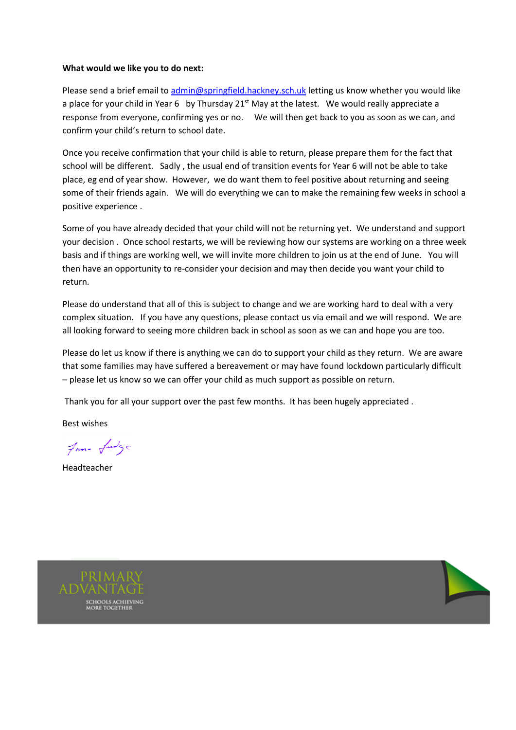**What would we like you to do next:**

Please send a brief email to admin@springfield.hackney.sch.uk letting us know whether you would like a place for your child in Year 6 by Thursday 21st May at the latest. We would really appreciate a response from everyone, confirming yes or no. We will then get back to you as soon as we can, and confirm your child's return to school date.

Once you receive confirmation that your child is able to return, please prepare them for the fact that school will be different. Sadly , the usual end of transition events for Year 6 will not be able to take place, eg end of year show. However, we do want them to feel positive about returning and seeing some of their friends again. We will do everything we can to make the remaining few weeks in school a positive experience .

Some of you have already decided that your child will not be returning yet. We understand and support your decision . Once school restarts, we will be reviewing how our systems are working on a three week basis and if things are working well, we will invite more children to join us at the end of June. You will then have an opportunity to re-consider your decision and may then decide you want your child to return.

Please do understand that all of this is subject to change and we are working hard to deal with a very complex situation. If you have any questions, please contact us via email and we will respond. We are all looking forward to seeing more children back in school as soon as we can and hope you are too.

Please do let us know if there is anything we can do to support your child as they return. We are aware that some families may have suffered a bereavement or may have found lockdown particularly difficult – please let us know so we can offer your child as much support as possible on return.

Thank you for all your support over the past few months. It has been hugely appreciated .

Best wishes

Fiona Fudge

Headteacher

PRIMARY ADVANTAGE

SCHOOLS ACHIEVING MORE TOGETHER